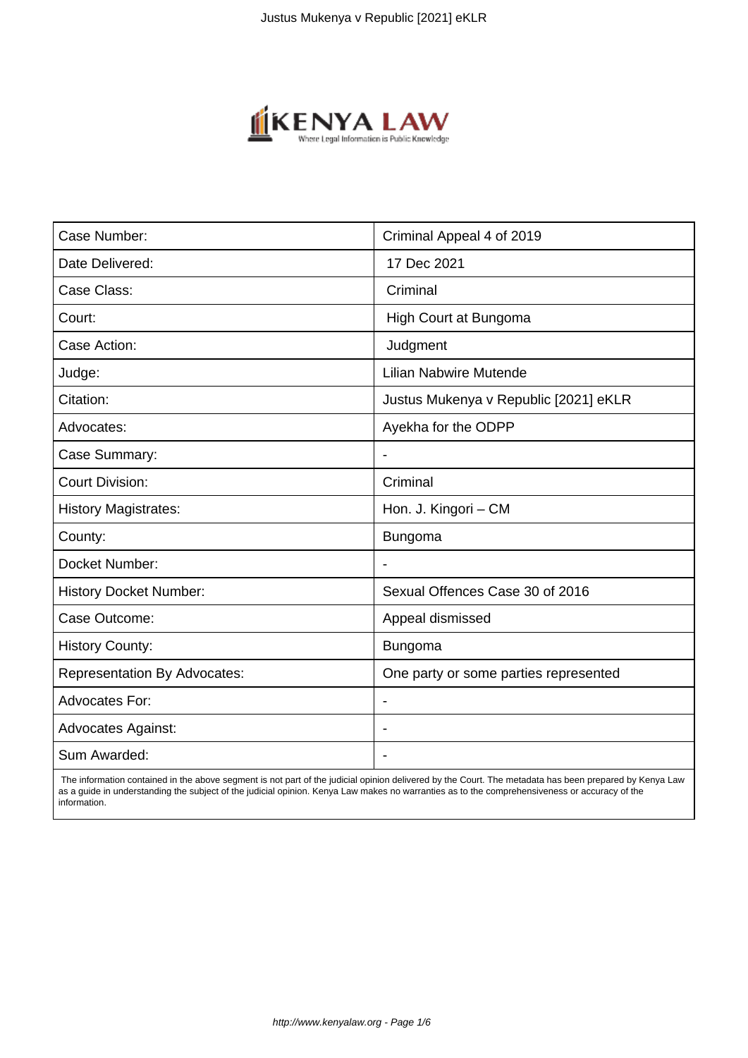| Case Number: | Criminal Appeal 4 of 2019 |
| --- | --- |
| Date Delivered: | 17 Dec 2021 |
| Case Class: | Criminal |
| Court: | High Court at Bungoma |
| Case Action: | Judgment |
| Judge: | Lilian Nabwire Mutende |
| Citation: | Justus Mukenya v Republic [2021] eKLR |
| Advocates: | Ayekha for the ODPP |
| Case Summary: | - |
| Court Division: | Criminal |
| History Magistrates: | Hon. J. Kingori – CM |
| County: | Bungoma |
| Docket Number: | - |
| History Docket Number: | Sexual Offences Case 30 of 2016 |
| Case Outcome: | Appeal dismissed |
| History County: | Bungoma |
| Representation By Advocates: | One party or some parties represented |
| Advocates For: | - |
| Advocates Against: | - |
| Sum Awarded: | - |

The information contained in the above segment is not part of the judicial opinion delivered by the Court. The metadata has been prepared by Kenya Law as a guide in understanding the subject of the judicial opinion. Kenya Law makes no warranties as to the comprehensiveness or accuracy of the information.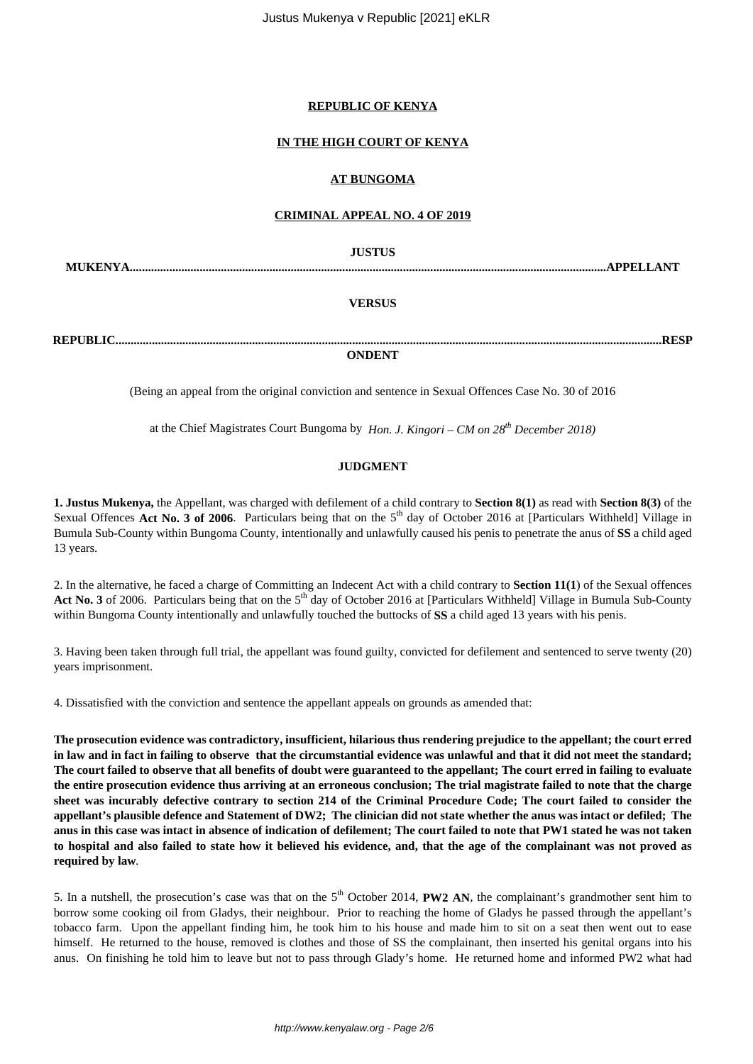**REPUBLIC OF KENYA**

**IN THE HIGH COURT OF KENYA**

**AT BUNGOMA**

**CRIMINAL APPEAL NO. 4 OF 2019**

**JUSTUS MUKENYA..........................................................................................................................................................APPELLANT**

**VERSUS**

**REPUBLIC..................................................................................................................................................................RESPONDENT**

(Being an appeal from the original conviction and sentence in Sexual Offences Case No. 30 of 2016

at the Chief Magistrates Court Bungoma by *Hon. J. Kingori – CM on 28th December 2018)*

**JUDGMENT**

**1. Justus Mukenya,** the Appellant, was charged with defilement of a child contrary to **Section 8(1)** as read with **Section 8(3)** of the Sexual Offences **Act No. 3 of 2006**. Particulars being that on the 5th day of October 2016 at [Particulars Withheld] Village in Bumula Sub-County within Bungoma County, intentionally and unlawfully caused his penis to penetrate the anus of **SS** a child aged 13 years.

2. In the alternative, he faced a charge of Committing an Indecent Act with a child contrary to **Section 11(1**) of the Sexual offences **Act No. 3** of 2006. Particulars being that on the 5th day of October 2016 at [Particulars Withheld] Village in Bumula Sub-County within Bungoma County intentionally and unlawfully touched the buttocks of **SS** a child aged 13 years with his penis.

3. Having been taken through full trial, the appellant was found guilty, convicted for defilement and sentenced to serve twenty (20) years imprisonment.

4. Dissatisfied with the conviction and sentence the appellant appeals on grounds as amended that:

**The prosecution evidence was contradictory, insufficient, hilarious thus rendering prejudice to the appellant; the court erred in law and in fact in failing to observe that the circumstantial evidence was unlawful and that it did not meet the standard; The court failed to observe that all benefits of doubt were guaranteed to the appellant; The court erred in failing to evaluate the entire prosecution evidence thus arriving at an erroneous conclusion; The trial magistrate failed to note that the charge sheet was incurably defective contrary to section 214 of the Criminal Procedure Code; The court failed to consider the appellant's plausible defence and Statement of DW2; The clinician did not state whether the anus was intact or defiled; The anus in this case was intact in absence of indication of defilement; The court failed to note that PW1 stated he was not taken to hospital and also failed to state how it believed his evidence, and, that the age of the complainant was not proved as required by law**.

5. In a nutshell, the prosecution's case was that on the 5th October 2014, **PW2 AN**, the complainant's grandmother sent him to borrow some cooking oil from Gladys, their neighbour. Prior to reaching the home of Gladys he passed through the appellant's tobacco farm. Upon the appellant finding him, he took him to his house and made him to sit on a seat then went out to ease himself. He returned to the house, removed is clothes and those of SS the complainant, then inserted his genital organs into his anus. On finishing he told him to leave but not to pass through Glady's home. He returned home and informed PW2 what had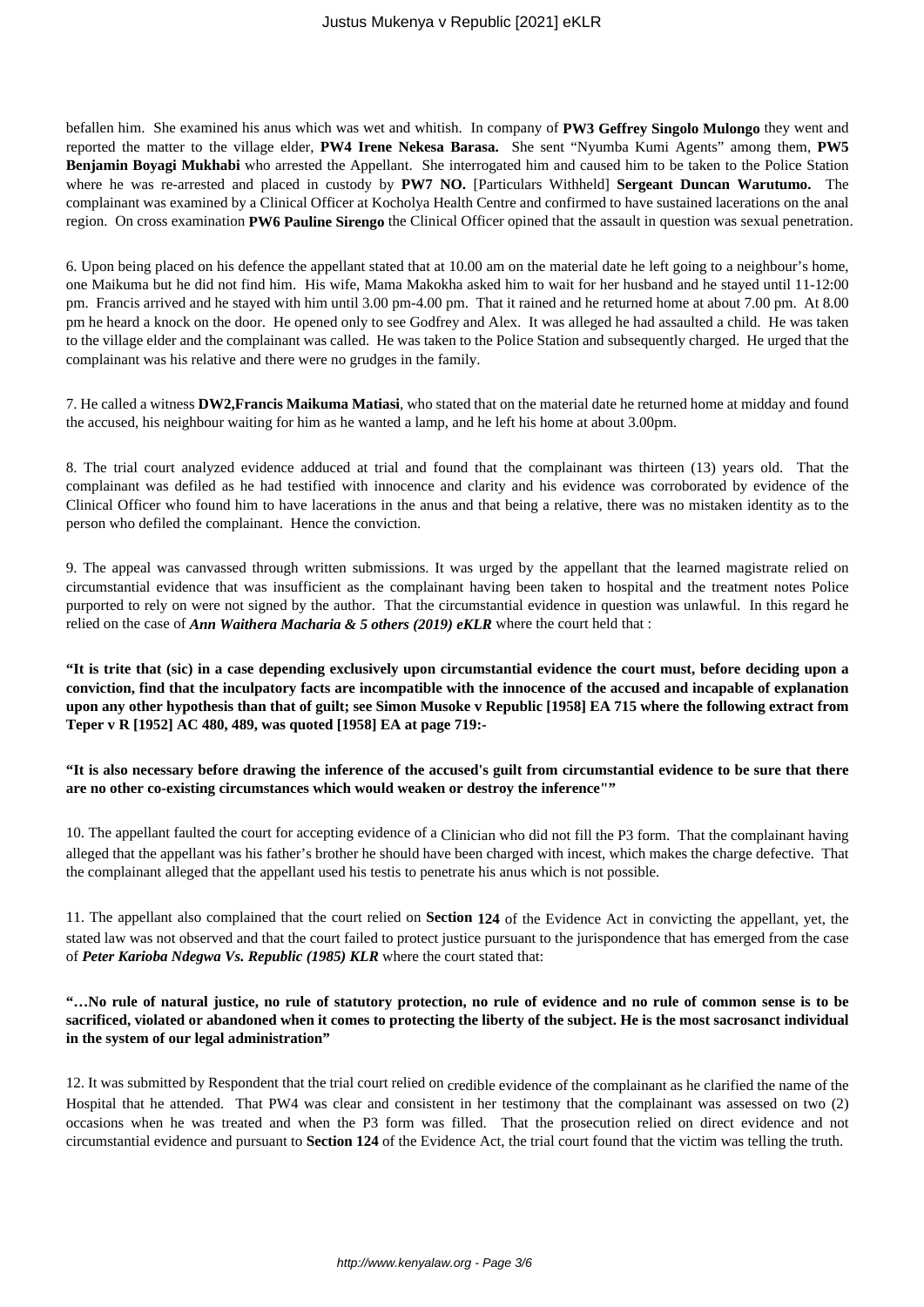befallen him. She examined his anus which was wet and whitish. In company of **PW3 Geffrey Singolo Mulongo** they went and reported the matter to the village elder, **PW4 Irene Nekesa Barasa.** She sent "Nyumba Kumi Agents" among them, **PW5 Benjamin Boyagi Mukhabi** who arrested the Appellant. She interrogated him and caused him to be taken to the Police Station where he was re-arrested and placed in custody by **PW7 NO.** [Particulars Withheld] **Sergeant Duncan Warutumo.** The complainant was examined by a Clinical Officer at Kocholya Health Centre and confirmed to have sustained lacerations on the anal region. On cross examination **PW6 Pauline Sirengo** the Clinical Officer opined that the assault in question was sexual penetration.

6. Upon being placed on his defence the appellant stated that at 10.00 am on the material date he left going to a neighbour's home, one Maikuma but he did not find him. His wife, Mama Makokha asked him to wait for her husband and he stayed until 11-12:00 pm. Francis arrived and he stayed with him until 3.00 pm-4.00 pm. That it rained and he returned home at about 7.00 pm. At 8.00 pm he heard a knock on the door. He opened only to see Godfrey and Alex. It was alleged he had assaulted a child. He was taken to the village elder and the complainant was called. He was taken to the Police Station and subsequently charged. He urged that the complainant was his relative and there were no grudges in the family.

7. He called a witness **DW2,Francis Maikuma Matiasi**, who stated that on the material date he returned home at midday and found the accused, his neighbour waiting for him as he wanted a lamp, and he left his home at about 3.00pm.

8. The trial court analyzed evidence adduced at trial and found that the complainant was thirteen (13) years old. That the complainant was defiled as he had testified with innocence and clarity and his evidence was corroborated by evidence of the Clinical Officer who found him to have lacerations in the anus and that being a relative, there was no mistaken identity as to the person who defiled the complainant. Hence the conviction.

9. The appeal was canvassed through written submissions. It was urged by the appellant that the learned magistrate relied on circumstantial evidence that was insufficient as the complainant having been taken to hospital and the treatment notes Police purported to rely on were not signed by the author. That the circumstantial evidence in question was unlawful. In this regard he relied on the case of ***Ann Waithera Macharia & 5 others (2019) eKLR*** where the court held that :

**"It is trite that (sic) in a case depending exclusively upon circumstantial evidence the court must, before deciding upon a conviction, find that the inculpatory facts are incompatible with the innocence of the accused and incapable of explanation upon any other hypothesis than that of guilt; see Simon Musoke v Republic [1958] EA 715 where the following extract from Teper v R [1952] AC 480, 489, was quoted [1958] EA at page 719:-**

**"It is also necessary before drawing the inference of the accused's guilt from circumstantial evidence to be sure that there are no other co-existing circumstances which would weaken or destroy the inference""**

10. The appellant faulted the court for accepting evidence of a Clinician who did not fill the P3 form. That the complainant having alleged that the appellant was his father's brother he should have been charged with incest, which makes the charge defective. That the complainant alleged that the appellant used his testis to penetrate his anus which is not possible.

11. The appellant also complained that the court relied on **Section 124** of the Evidence Act in convicting the appellant, yet, the stated law was not observed and that the court failed to protect justice pursuant to the jurispondence that has emerged from the case of ***Peter Karioba Ndegwa Vs. Republic (1985) KLR*** where the court stated that:

**"…No rule of natural justice, no rule of statutory protection, no rule of evidence and no rule of common sense is to be sacrificed, violated or abandoned when it comes to protecting the liberty of the subject. He is the most sacrosanct individual in the system of our legal administration"**

12. It was submitted by Respondent that the trial court relied on credible evidence of the complainant as he clarified the name of the Hospital that he attended. That PW4 was clear and consistent in her testimony that the complainant was assessed on two (2) occasions when he was treated and when the P3 form was filled. That the prosecution relied on direct evidence and not circumstantial evidence and pursuant to **Section 124** of the Evidence Act, the trial court found that the victim was telling the truth.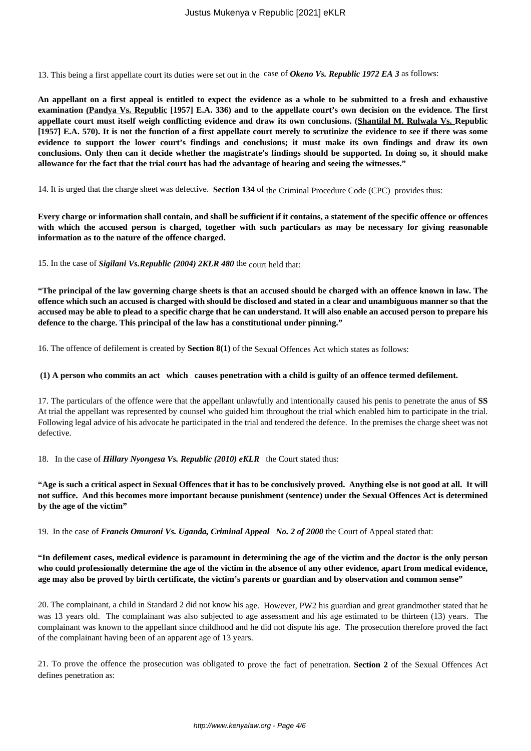13. This being a first appellate court its duties were set out in the case of ***Okeno Vs. Republic 1972 EA 3*** as follows:

**An appellant on a first appeal is entitled to expect the evidence as a whole to be submitted to a fresh and exhaustive examination (Pandya Vs. Republic [1957] E.A. 336) and to the appellate court's own decision on the evidence. The first appellate court must itself weigh conflicting evidence and draw its own conclusions. (Shantilal M. Rulwala Vs. Republic [1957] E.A. 570). It is not the function of a first appellate court merely to scrutinize the evidence to see if there was some evidence to support the lower court's findings and conclusions; it must make its own findings and draw its own conclusions. Only then can it decide whether the magistrate's findings should be supported. In doing so, it should make allowance for the fact that the trial court has had the advantage of hearing and seeing the witnesses."**

14. It is urged that the charge sheet was defective. **Section 134** of the Criminal Procedure Code (CPC) provides thus:

**Every charge or information shall contain, and shall be sufficient if it contains, a statement of the specific offence or offences with which the accused person is charged, together with such particulars as may be necessary for giving reasonable information as to the nature of the offence charged.**

15. In the case of ***Sigilani Vs.Republic (2004) 2KLR 480*** the court held that:

**"The principal of the law governing charge sheets is that an accused should be charged with an offence known in law. The offence which such an accused is charged with should be disclosed and stated in a clear and unambiguous manner so that the accused may be able to plead to a specific charge that he can understand. It will also enable an accused person to prepare his defence to the charge. This principal of the law has a constitutional under pinning."**

16. The offence of defilement is created by **Section 8(1)** of the Sexual Offences Act which states as follows:

**(1) A person who commits an act which causes penetration with a child is guilty of an offence termed defilement.**

17. The particulars of the offence were that the appellant unlawfully and intentionally caused his penis to penetrate the anus of **SS** At trial the appellant was represented by counsel who guided him throughout the trial which enabled him to participate in the trial. Following legal advice of his advocate he participated in the trial and tendered the defence. In the premises the charge sheet was not defective.

18. In the case of ***Hillary Nyongesa Vs. Republic (2010) eKLR*** the Court stated thus:

**"Age is such a critical aspect in Sexual Offences that it has to be conclusively proved. Anything else is not good at all. It will not suffice. And this becomes more important because punishment (sentence) under the Sexual Offences Act is determined by the age of the victim"**

19. In the case of ***Francis Omuroni Vs. Uganda, Criminal Appeal No. 2 of 2000*** the Court of Appeal stated that:

**"In defilement cases, medical evidence is paramount in determining the age of the victim and the doctor is the only person who could professionally determine the age of the victim in the absence of any other evidence, apart from medical evidence, age may also be proved by birth certificate, the victim's parents or guardian and by observation and common sense"**

20. The complainant, a child in Standard 2 did not know his age. However, PW2 his guardian and great grandmother stated that he was 13 years old. The complainant was also subjected to age assessment and his age estimated to be thirteen (13) years. The complainant was known to the appellant since childhood and he did not dispute his age. The prosecution therefore proved the fact of the complainant having been of an apparent age of 13 years.

21. To prove the offence the prosecution was obligated to prove the fact of penetration. **Section 2** of the Sexual Offences Act defines penetration as: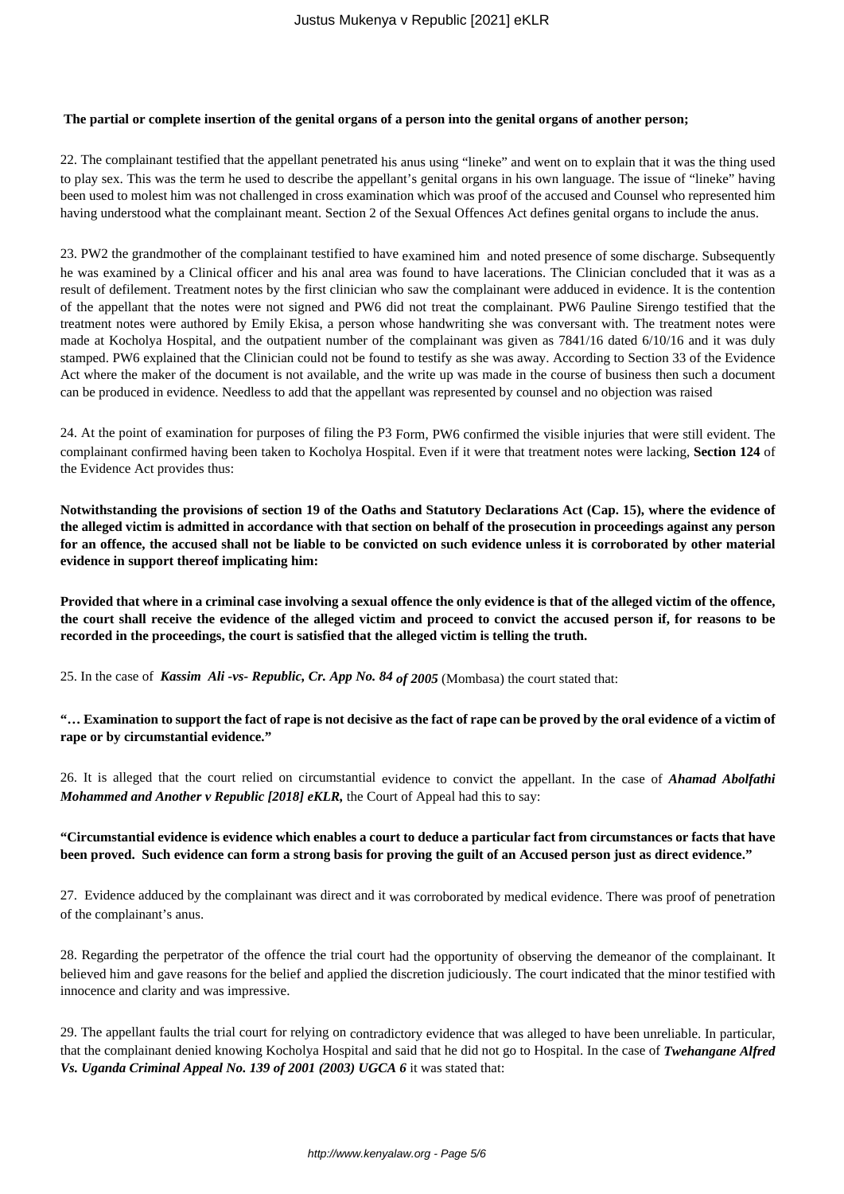**The partial or complete insertion of the genital organs of a person into the genital organs of another person;**

22. The complainant testified that the appellant penetrated his anus using "lineke" and went on to explain that it was the thing used to play sex. This was the term he used to describe the appellant's genital organs in his own language. The issue of "lineke" having been used to molest him was not challenged in cross examination which was proof of the accused and Counsel who represented him having understood what the complainant meant. Section 2 of the Sexual Offences Act defines genital organs to include the anus.

23. PW2 the grandmother of the complainant testified to have examined him and noted presence of some discharge. Subsequently he was examined by a Clinical officer and his anal area was found to have lacerations. The Clinician concluded that it was as a result of defilement. Treatment notes by the first clinician who saw the complainant were adduced in evidence. It is the contention of the appellant that the notes were not signed and PW6 did not treat the complainant. PW6 Pauline Sirengo testified that the treatment notes were authored by Emily Ekisa, a person whose handwriting she was conversant with. The treatment notes were made at Kocholya Hospital, and the outpatient number of the complainant was given as 7841/16 dated 6/10/16 and it was duly stamped. PW6 explained that the Clinician could not be found to testify as she was away. According to Section 33 of the Evidence Act where the maker of the document is not available, and the write up was made in the course of business then such a document can be produced in evidence. Needless to add that the appellant was represented by counsel and no objection was raised

24. At the point of examination for purposes of filing the P3 Form, PW6 confirmed the visible injuries that were still evident. The complainant confirmed having been taken to Kocholya Hospital. Even if it were that treatment notes were lacking, **Section 124** of the Evidence Act provides thus:

**Notwithstanding the provisions of section 19 of the Oaths and Statutory Declarations Act (Cap. 15), where the evidence of the alleged victim is admitted in accordance with that section on behalf of the prosecution in proceedings against any person for an offence, the accused shall not be liable to be convicted on such evidence unless it is corroborated by other material evidence in support thereof implicating him:**

**Provided that where in a criminal case involving a sexual offence the only evidence is that of the alleged victim of the offence, the court shall receive the evidence of the alleged victim and proceed to convict the accused person if, for reasons to be recorded in the proceedings, the court is satisfied that the alleged victim is telling the truth.**

25. In the case of ***Kassim Ali -vs- Republic, Cr. App No. 84 of 2005*** (Mombasa) the court stated that:

**"… Examination to support the fact of rape is not decisive as the fact of rape can be proved by the oral evidence of a victim of rape or by circumstantial evidence."**

26. It is alleged that the court relied on circumstantial evidence to convict the appellant. In the case of ***Ahamad Abolfathi Mohammed and Another v Republic [2018] eKLR,*** the Court of Appeal had this to say:

**"Circumstantial evidence is evidence which enables a court to deduce a particular fact from circumstances or facts that have been proved. Such evidence can form a strong basis for proving the guilt of an Accused person just as direct evidence."**

27. Evidence adduced by the complainant was direct and it was corroborated by medical evidence. There was proof of penetration of the complainant's anus.

28. Regarding the perpetrator of the offence the trial court had the opportunity of observing the demeanor of the complainant. It believed him and gave reasons for the belief and applied the discretion judiciously. The court indicated that the minor testified with innocence and clarity and was impressive.

29. The appellant faults the trial court for relying on contradictory evidence that was alleged to have been unreliable. In particular, that the complainant denied knowing Kocholya Hospital and said that he did not go to Hospital. In the case of ***Twehangane Alfred Vs. Uganda Criminal Appeal No. 139 of 2001 (2003) UGCA 6*** it was stated that: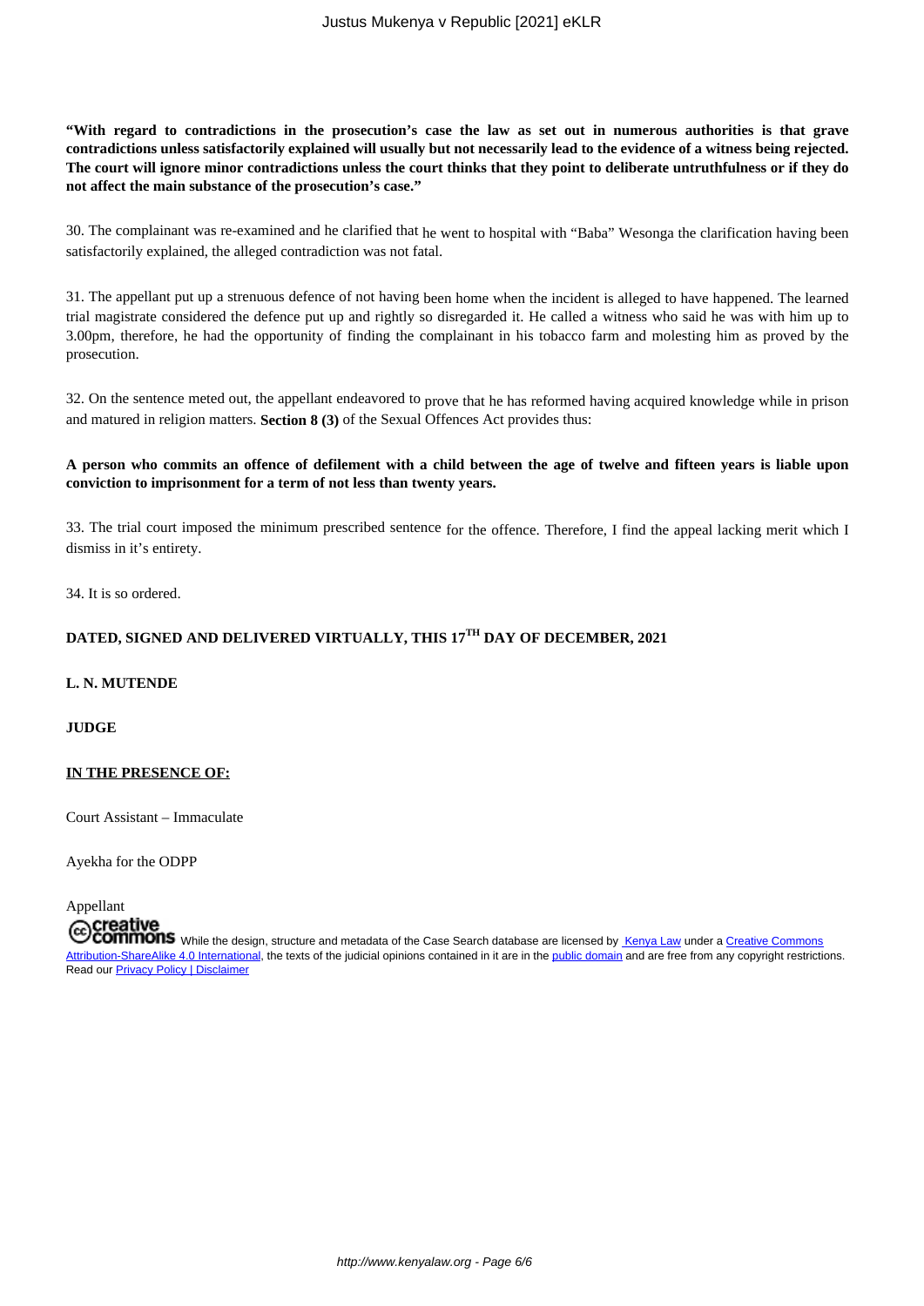**"With regard to contradictions in the prosecution's case the law as set out in numerous authorities is that grave contradictions unless satisfactorily explained will usually but not necessarily lead to the evidence of a witness being rejected. The court will ignore minor contradictions unless the court thinks that they point to deliberate untruthfulness or if they do not affect the main substance of the prosecution's case."**

30. The complainant was re-examined and he clarified that he went to hospital with "Baba" Wesonga the clarification having been satisfactorily explained, the alleged contradiction was not fatal.

31. The appellant put up a strenuous defence of not having been home when the incident is alleged to have happened. The learned trial magistrate considered the defence put up and rightly so disregarded it. He called a witness who said he was with him up to 3.00pm, therefore, he had the opportunity of finding the complainant in his tobacco farm and molesting him as proved by the prosecution.

32. On the sentence meted out, the appellant endeavored to prove that he has reformed having acquired knowledge while in prison and matured in religion matters. **Section 8 (3)** of the Sexual Offences Act provides thus:

**A person who commits an offence of defilement with a child between the age of twelve and fifteen years is liable upon conviction to imprisonment for a term of not less than twenty years.**

33. The trial court imposed the minimum prescribed sentence for the offence. Therefore, I find the appeal lacking merit which I dismiss in it's entirety.

34. It is so ordered.

**DATED, SIGNED AND DELIVERED VIRTUALLY, THIS 17TH DAY OF DECEMBER, 2021**

**L. N. MUTENDE**

**JUDGE**

**<u>IN THE PRESENCE OF:</u>**

Court Assistant – Immaculate

Ayekha for the ODPP

Appellant

While the design, structure and metadata of the Case Search database are licensed by Kenya Law under a Creative Commons Attribution-ShareAlike 4.0 International, the texts of the judicial opinions contained in it are in the public domain and are free from any copyright restrictions. Read our Privacy Policy | Disclaimer